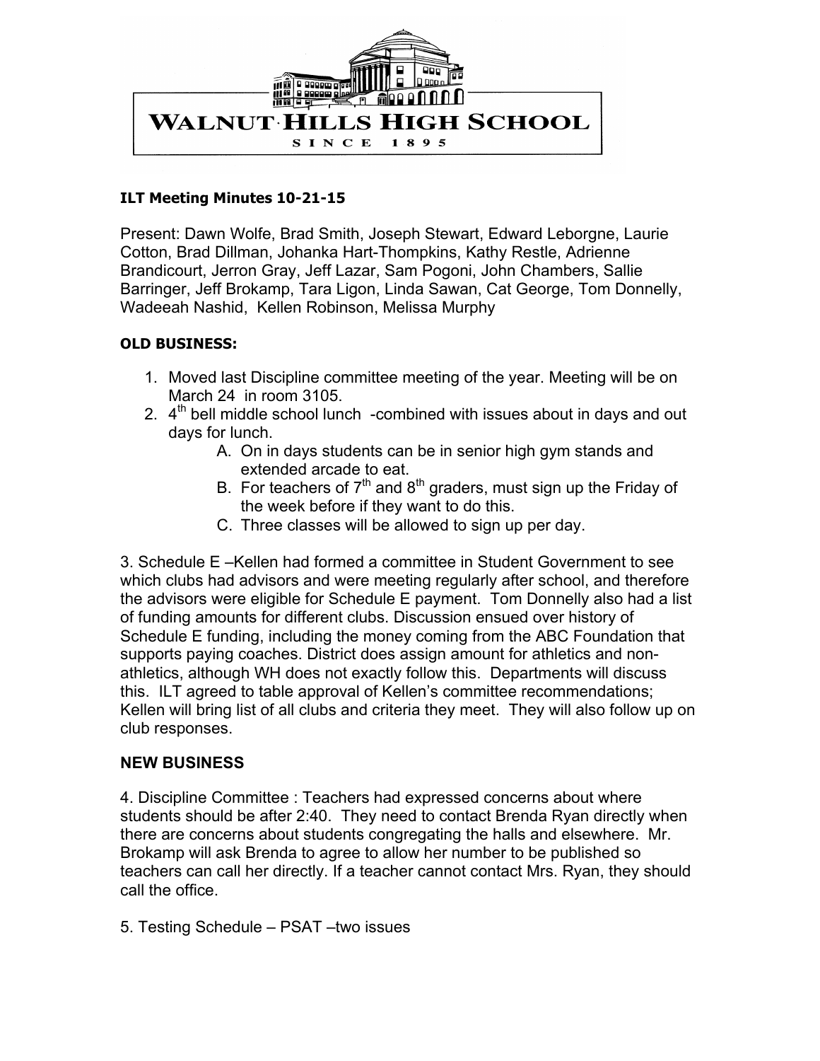# WALNUT HILLS HIGH SCHOOL

SINCE 1895

**ILT Meeting Minutes 10-21-15**

Present: Dawn Wolfe, Brad Smith, Joseph Stewart, Edward Leborgne, Laurie Cotton, Brad Dillman, Johanka Hart-Thompkins, Kathy Restle, Adrienne Brandicourt, Jerron Gray, Jeff Lazar, Sam Pogoni, John Chambers, Sallie Barringer, Jeff Brokamp, Tara Ligon, Linda Sawan, Cat George, Tom Donnelly, Wadeeah Nashid, Kellen Robinson, Melissa Murphy

**OLD BUSINESS:**

1. Moved last Discipline committee meeting of the year. Meeting will be on March 24 in room 3105.
2. 4th bell middle school lunch -combined with issues about in days and out days for lunch.
   A. On in days students can be in senior high gym stands and extended arcade to eat.
   B. For teachers of 7th and 8th graders, must sign up the Friday of the week before if they want to do this.
   C. Three classes will be allowed to sign up per day.

3. Schedule E –Kellen had formed a committee in Student Government to see which clubs had advisors and were meeting regularly after school, and therefore the advisors were eligible for Schedule E payment. Tom Donnelly also had a list of funding amounts for different clubs. Discussion ensued over history of Schedule E funding, including the money coming from the ABC Foundation that supports paying coaches. District does assign amount for athletics and non-athletics, although WH does not exactly follow this. Departments will discuss this. ILT agreed to table approval of Kellen's committee recommendations; Kellen will bring list of all clubs and criteria they meet. They will also follow up on club responses.

**NEW BUSINESS**

4. Discipline Committee : Teachers had expressed concerns about where students should be after 2:40. They need to contact Brenda Ryan directly when there are concerns about students congregating the halls and elsewhere. Mr. Brokamp will ask Brenda to agree to allow her number to be published so teachers can call her directly. If a teacher cannot contact Mrs. Ryan, they should call the office.

5. Testing Schedule – PSAT –two issues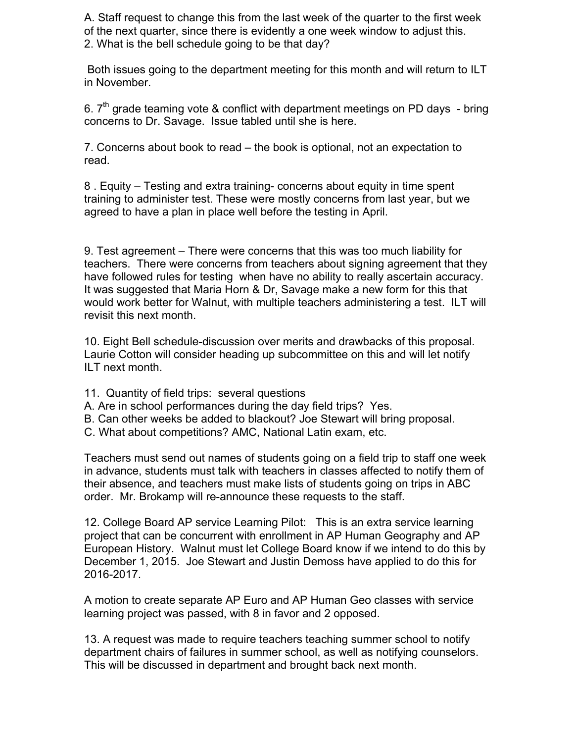A. Staff request to change this from the last week of the quarter to the first week of the next quarter, since there is evidently a one week window to adjust this.
2. What is the bell schedule going to be that day?

Both issues going to the department meeting for this month and will return to ILT in November.

6. 7th grade teaming vote & conflict with department meetings on PD days - bring concerns to Dr. Savage. Issue tabled until she is here.

7. Concerns about book to read – the book is optional, not an expectation to read.

8 . Equity – Testing and extra training- concerns about equity in time spent training to administer test. These were mostly concerns from last year, but we agreed to have a plan in place well before the testing in April.

9. Test agreement – There were concerns that this was too much liability for teachers. There were concerns from teachers about signing agreement that they have followed rules for testing when have no ability to really ascertain accuracy. It was suggested that Maria Horn & Dr, Savage make a new form for this that would work better for Walnut, with multiple teachers administering a test. ILT will revisit this next month.

10. Eight Bell schedule-discussion over merits and drawbacks of this proposal. Laurie Cotton will consider heading up subcommittee on this and will let notify ILT next month.

11. Quantity of field trips: several questions
A. Are in school performances during the day field trips? Yes.
B. Can other weeks be added to blackout? Joe Stewart will bring proposal.
C. What about competitions? AMC, National Latin exam, etc.

Teachers must send out names of students going on a field trip to staff one week in advance, students must talk with teachers in classes affected to notify them of their absence, and teachers must make lists of students going on trips in ABC order. Mr. Brokamp will re-announce these requests to the staff.

12. College Board AP service Learning Pilot: This is an extra service learning project that can be concurrent with enrollment in AP Human Geography and AP European History. Walnut must let College Board know if we intend to do this by December 1, 2015. Joe Stewart and Justin Demoss have applied to do this for 2016-2017.

A motion to create separate AP Euro and AP Human Geo classes with service learning project was passed, with 8 in favor and 2 opposed.

13. A request was made to require teachers teaching summer school to notify department chairs of failures in summer school, as well as notifying counselors. This will be discussed in department and brought back next month.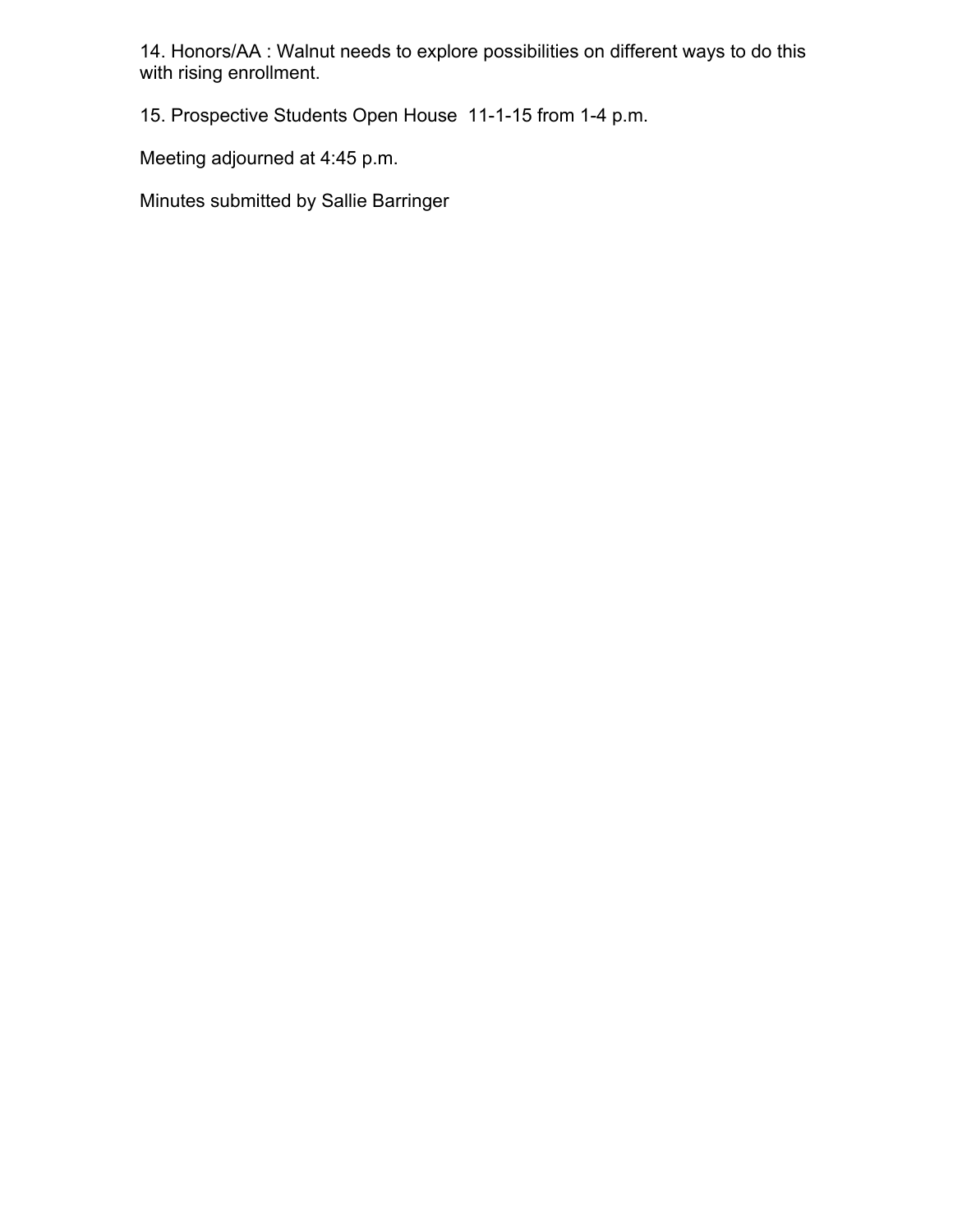14. Honors/AA : Walnut needs to explore possibilities on different ways to do this with rising enrollment.

15. Prospective Students Open House  11-1-15 from 1-4 p.m.

Meeting adjourned at 4:45 p.m.

Minutes submitted by Sallie Barringer